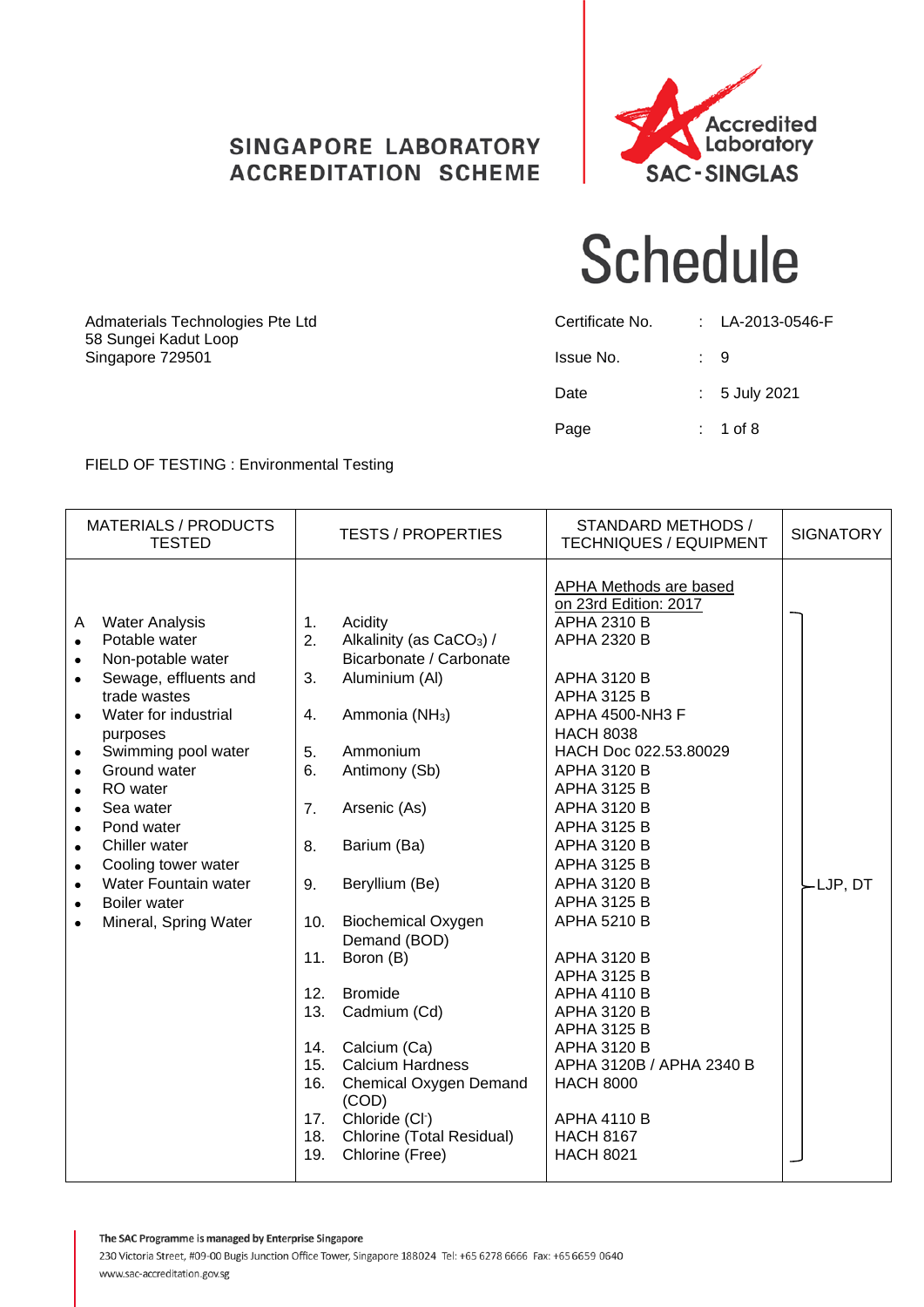SINGAPORE LABORATORY ACCREDITATION SCHEME

Accredited Laboratory SAC-SINGLAS

# Schedule

Admaterials Technologies Pte Ltd
58 Sungei Kadut Loop
Singapore 729501

| | | |
|---|---|---|
| Certificate No. | : | LA-2013-0546-F |
| Issue No. | : | 9 |
| Date | : | 5 July 2021 |
| Page | : | 1 of 8 |

FIELD OF TESTING : Environmental Testing

| MATERIALS / PRODUCTS TESTED | TESTS / PROPERTIES | STANDARD METHODS / TECHNIQUES / EQUIPMENT | SIGNATORY |
|---|---|---|---|
| | | APHA Methods are based on 23rd Edition: 2017 | |
| A Water Analysis<br>• Potable water<br>• Non-potable water<br>• Sewage, effluents and trade wastes<br>• Water for industrial purposes<br>• Swimming pool water<br>• Ground water<br>• RO water<br>• Sea water<br>• Pond water<br>• Chiller water<br>• Cooling tower water<br>• Water Fountain water<br>• Boiler water<br>• Mineral, Spring Water | 1. Acidity | APHA 2310 B | LJP, DT |
| | 2. Alkalinity (as $CaCO_3$) / Bicarbonate / Carbonate | APHA 2320 B | |
| | 3. Aluminium (Al) | APHA 3120 B<br>APHA 3125 B | |
| | 4. Ammonia ($NH_3$) | APHA 4500-NH3 F<br>HACH 8038 | |
| | 5. Ammonium | HACH Doc 022.53.80029 | |
| | 6. Antimony (Sb) | APHA 3120 B<br>APHA 3125 B | |
| | 7. Arsenic (As) | APHA 3120 B<br>APHA 3125 B | |
| | 8. Barium (Ba) | APHA 3120 B<br>APHA 3125 B | |
| | 9. Beryllium (Be) | APHA 3120 B<br>APHA 3125 B | |
| | 10. Biochemical Oxygen Demand (BOD) | APHA 5210 B | |
| | 11. Boron (B) | APHA 3120 B<br>APHA 3125 B | |
| | 12. Bromide | APHA 4110 B | |
| | 13. Cadmium (Cd) | APHA 3120 B<br>APHA 3125 B | |
| | 14. Calcium (Ca) | APHA 3120 B | |
| | 15. Calcium Hardness | APHA 3120B / APHA 2340 B | |
| | 16. Chemical Oxygen Demand (COD) | HACH 8000 | |
| | 17. Chloride ($Cl^-$) | APHA 4110 B | |
| | 18. Chlorine (Total Residual) | HACH 8167 | |
| | 19. Chlorine (Free) | HACH 8021 | |

The SAC Programme is managed by Enterprise Singapore
230 Victoria Street, #09-00 Bugis Junction Office Tower, Singapore 188024 Tel: +65 6278 6666 Fax: +65 6659 0640
www.sac-accreditation.gov.sg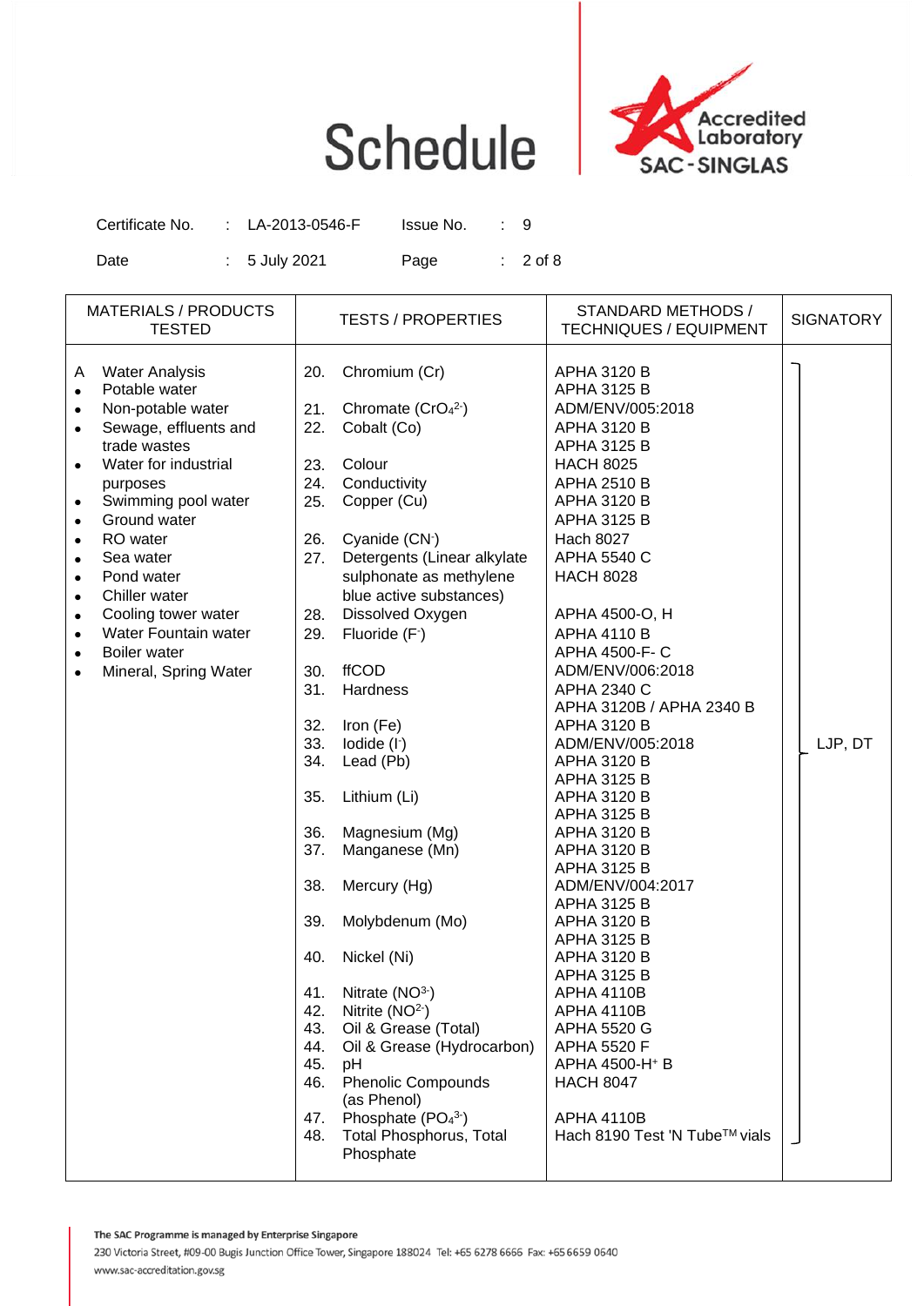# Schedule

Accredited Laboratory SAC-SINGLAS

| Certificate No. | : LA-2013-0546-F | Issue No. | : 9 |
|---|---|---|---|
| Date | : 5 July 2021 | Page | : 2 of 8 |

| MATERIALS / PRODUCTS TESTED | TESTS / PROPERTIES | STANDARD METHODS / TECHNIQUES / EQUIPMENT | SIGNATORY |
|---|---|---|---|
| A Water Analysis<br>• Potable water<br>• Non-potable water<br>• Sewage, effluents and trade wastes<br>• Water for industrial purposes<br>• Swimming pool water<br>• Ground water<br>• RO water<br>• Sea water<br>• Pond water<br>• Chiller water<br>• Cooling tower water<br>• Water Fountain water<br>• Boiler water<br>• Mineral, Spring Water | 20. Chromium (Cr) | APHA 3120 B<br>APHA 3125 B | LJP, DT |
| | 21. Chromate ($CrO_4^{2-}$) | ADM/ENV/005:2018 | |
| | 22. Cobalt (Co) | APHA 3120 B<br>APHA 3125 B | |
| | 23. Colour | HACH 8025 | |
| | 24. Conductivity | APHA 2510 B | |
| | 25. Copper (Cu) | APHA 3120 B<br>APHA 3125 B | |
| | 26. Cyanide ($CN^-$) | Hach 8027 | |
| | 27. Detergents (Linear alkylate sulphonate as methylene blue active substances) | APHA 5540 C<br>HACH 8028 | |
| | 28. Dissolved Oxygen | APHA 4500-O, H | |
| | 29. Fluoride ($F^-$) | APHA 4110 B<br>APHA 4500-F- C | |
| | 30. ffCOD | ADM/ENV/006:2018 | |
| | 31. Hardness | APHA 2340 C<br>APHA 3120B / APHA 2340 B | |
| | 32. Iron (Fe) | APHA 3120 B | |
| | 33. Iodide ($I^-$) | ADM/ENV/005:2018 | |
| | 34. Lead (Pb) | APHA 3120 B<br>APHA 3125 B | |
| | 35. Lithium (Li) | APHA 3120 B<br>APHA 3125 B | |
| | 36. Magnesium (Mg) | APHA 3120 B | |
| | 37. Manganese (Mn) | APHA 3120 B<br>APHA 3125 B | |
| | 38. Mercury (Hg) | ADM/ENV/004:2017<br>APHA 3125 B | |
| | 39. Molybdenum (Mo) | APHA 3120 B<br>APHA 3125 B | |
| | 40. Nickel (Ni) | APHA 3120 B<br>APHA 3125 B | |
| | 41. Nitrate ($NO^{3-}$) | APHA 4110B | |
| | 42. Nitrite ($NO^{2-}$) | APHA 4110B | |
| | 43. Oil & Grease (Total) | APHA 5520 G | |
| | 44. Oil & Grease (Hydrocarbon) | APHA 5520 F | |
| | 45. pH | APHA 4500-$H^+$ B | |
| | 46. Phenolic Compounds (as Phenol) | HACH 8047 | |
| | 47. Phosphate ($PO_4^{3-}$) | APHA 4110B | |
| | 48. Total Phosphorus, Total Phosphate | Hach 8190 Test 'N Tube™ vials | |

The SAC Programme is managed by Enterprise Singapore
230 Victoria Street, #09-00 Bugis Junction Office Tower, Singapore 188024 Tel: +65 6278 6666 Fax: +65 6659 0640
www.sac-accreditation.gov.sg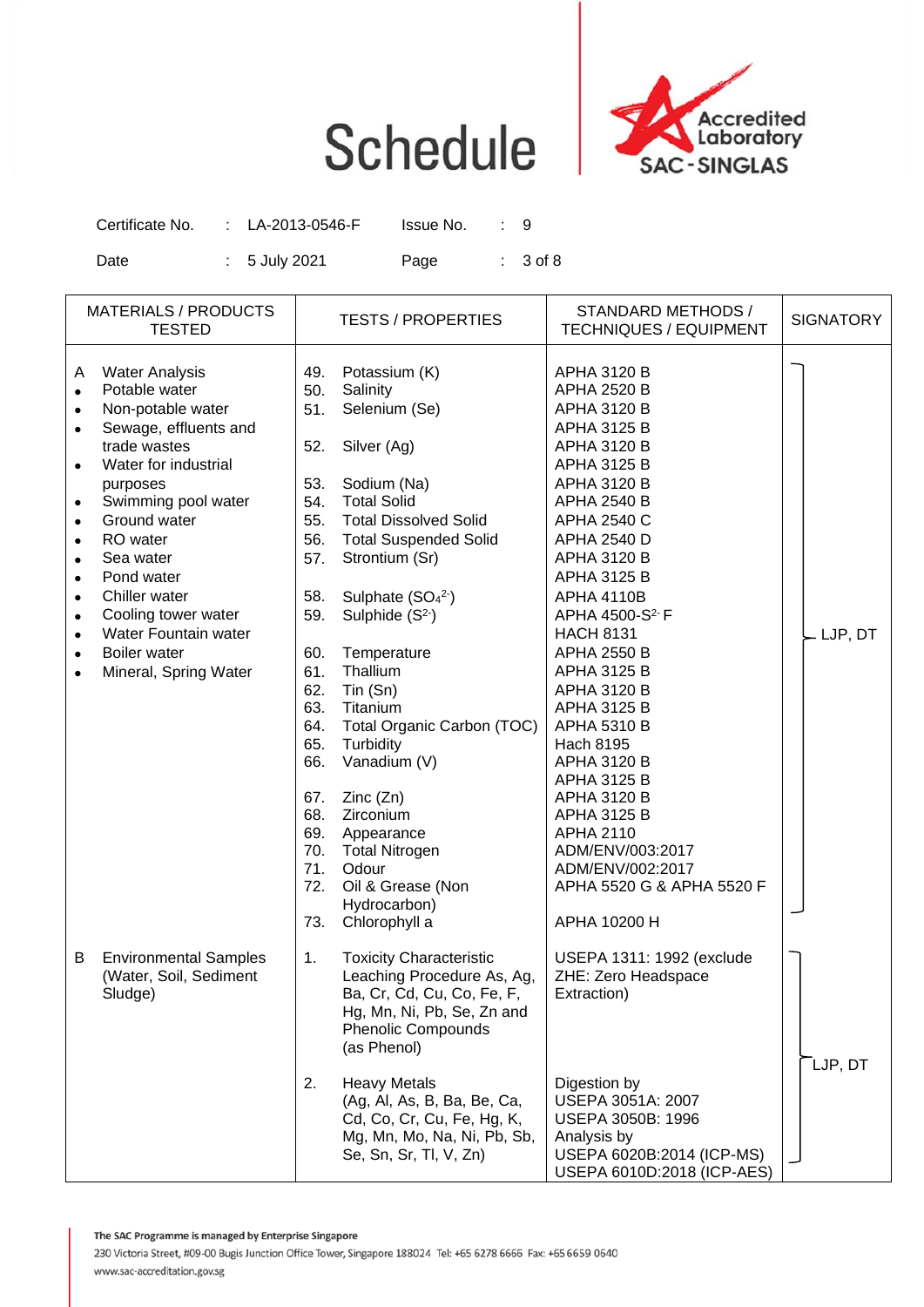# Schedule

Accredited Laboratory SAC-SINGLAS

| Certificate No. | : LA-2013-0546-F | Issue No. | : 9 |
|---|---|---|---|
| Date | : 5 July 2021 | Page | : 3 of 8 |

| MATERIALS / PRODUCTS TESTED | TESTS / PROPERTIES | STANDARD METHODS / TECHNIQUES / EQUIPMENT | SIGNATORY |
|---|---|---|---|
| A Water Analysis<br>• Potable water<br>• Non-potable water<br>• Sewage, effluents and trade wastes<br>• Water for industrial purposes<br>• Swimming pool water<br>• Ground water<br>• RO water<br>• Sea water<br>• Pond water<br>• Chiller water<br>• Cooling tower water<br>• Water Fountain water<br>• Boiler water<br>• Mineral, Spring Water | 49. Potassium (K) | APHA 3120 B | LJP, DT |
| | 50. Salinity | APHA 2520 B | |
| | 51. Selenium (Se) | APHA 3120 B<br>APHA 3125 B | |
| | 52. Silver (Ag) | APHA 3120 B<br>APHA 3125 B | |
| | 53. Sodium (Na) | APHA 3120 B | |
| | 54. Total Solid | APHA 2540 B | |
| | 55. Total Dissolved Solid | APHA 2540 C | |
| | 56. Total Suspended Solid | APHA 2540 D | |
| | 57. Strontium (Sr) | APHA 3120 B<br>APHA 3125 B | |
| | 58. Sulphate ($SO_4^{2-}$) | APHA 4110B | |
| | 59. Sulphide ($S^{2-}$) | APHA 4500-$S^{2-}$ F<br>HACH 8131 | |
| | 60. Temperature | APHA 2550 B | |
| | 61. Thallium | APHA 3125 B | |
| | 62. Tin (Sn) | APHA 3120 B | |
| | 63. Titanium | APHA 3125 B | |
| | 64. Total Organic Carbon (TOC) | APHA 5310 B | |
| | 65. Turbidity | Hach 8195 | |
| | 66. Vanadium (V) | APHA 3120 B<br>APHA 3125 B | |
| | 67. Zinc (Zn) | APHA 3120 B | |
| | 68. Zirconium | APHA 3125 B | |
| | 69. Appearance | APHA 2110 | |
| | 70. Total Nitrogen | ADM/ENV/003:2017 | |
| | 71. Odour | ADM/ENV/002:2017 | |
| | 72. Oil & Grease (Non Hydrocarbon) | APHA 5520 G & APHA 5520 F | |
| | 73. Chlorophyll a | APHA 10200 H | |
| B Environmental Samples (Water, Soil, Sediment Sludge) | 1. Toxicity Characteristic Leaching Procedure As, Ag, Ba, Cr, Cd, Cu, Co, Fe, F, Hg, Mn, Ni, Pb, Se, Zn and Phenolic Compounds (as Phenol) | USEPA 1311: 1992 (exclude ZHE: Zero Headspace Extraction) | LJP, DT |
| | 2. Heavy Metals (Ag, Al, As, B, Ba, Be, Ca, Cd, Co, Cr, Cu, Fe, Hg, K, Mg, Mn, Mo, Na, Ni, Pb, Sb, Se, Sn, Sr, Tl, V, Zn) | Digestion by<br>USEPA 3051A: 2007<br>USEPA 3050B: 1996<br>Analysis by<br>USEPA 6020B:2014 (ICP-MS)<br>USEPA 6010D:2018 (ICP-AES) | |

The SAC Programme is managed by Enterprise Singapore
230 Victoria Street, #09-00 Bugis Junction Office Tower, Singapore 188024 Tel: +65 6278 6666 Fax: +65 6659 0640
www.sac-accreditation.gov.sg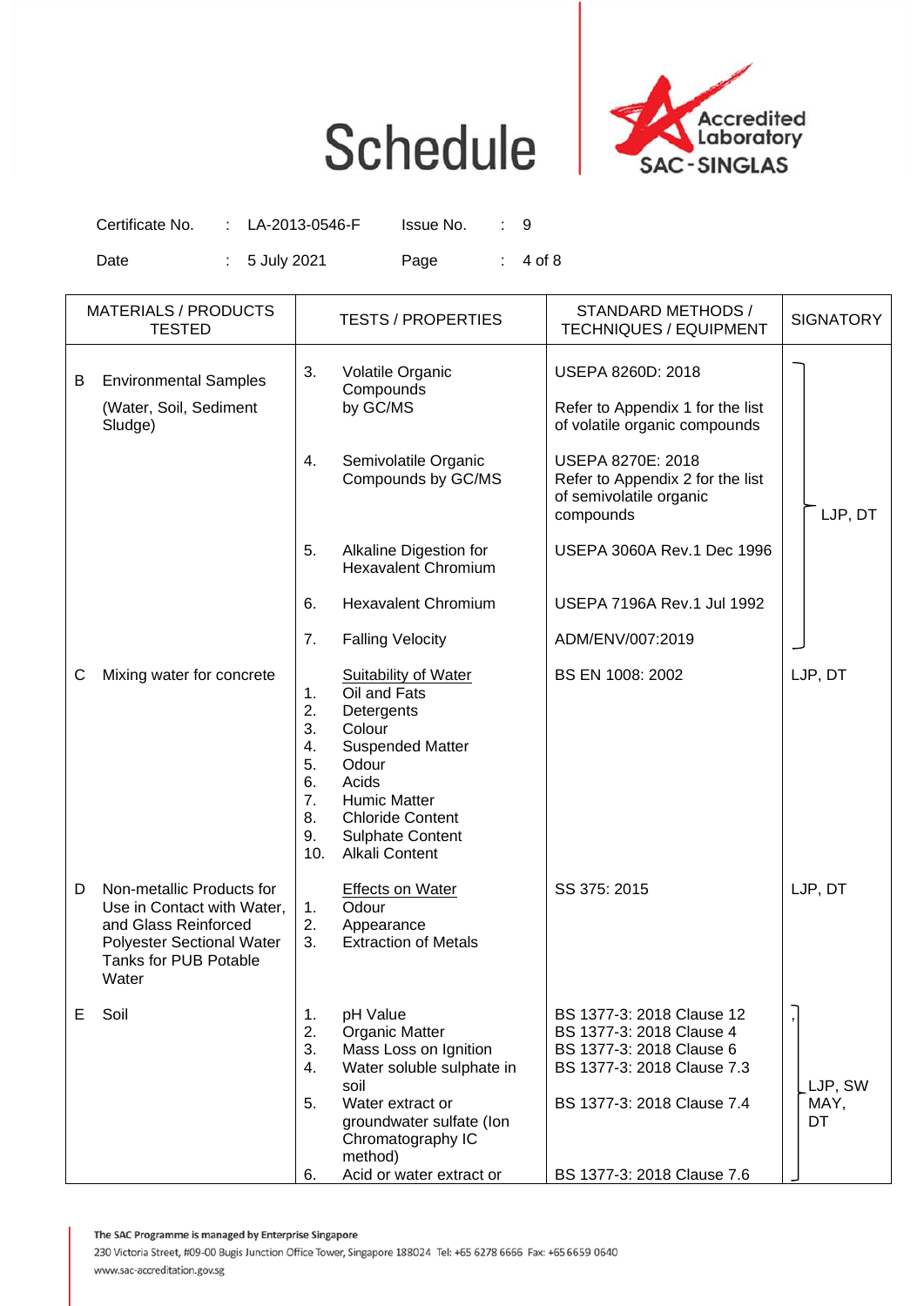# Schedule

Accredited Laboratory SAC-SINGLAS

| | | | |
|---|---|---|---|
| Certificate No. | : LA-2013-0546-F | Issue No. | : 9 |
| Date | : 5 July 2021 | | |

| MATERIALS / PRODUCTS TESTED | TESTS / PROPERTIES | STANDARD METHODS / TECHNIQUES / EQUIPMENT | SIGNATORY |
|---|---|---|---|
| B Environmental Samples (Water, Soil, Sediment Sludge) | 3. Volatile Organic Compounds by GC/MS | USEPA 8260D: 2018<br>Refer to Appendix 1 for the list of volatile organic compounds | LJP, DT |
| | 4. Semivolatile Organic Compounds by GC/MS | USEPA 8270E: 2018<br>Refer to Appendix 2 for the list of semivolatile organic compounds | |
| | 5. Alkaline Digestion for Hexavalent Chromium | USEPA 3060A Rev.1 Dec 1996 | |
| | 6. Hexavalent Chromium | USEPA 7196A Rev.1 Jul 1992 | |
| | 7. Falling Velocity | ADM/ENV/007:2019 | |
| C Mixing water for concrete | Suitability of Water<br>1. Oil and Fats<br>2. Detergents<br>3. Colour<br>4. Suspended Matter<br>5. Odour<br>6. Acids<br>7. Humic Matter<br>8. Chloride Content<br>9. Sulphate Content<br>10. Alkali Content | BS EN 1008: 2002 | LJP, DT |
| D Non-metallic Products for Use in Contact with Water, and Glass Reinforced Polyester Sectional Water Tanks for PUB Potable Water | Effects on Water<br>1. Odour<br>2. Appearance<br>3. Extraction of Metals | SS 375: 2015 | LJP, DT |
| E Soil | 1. pH Value<br>2. Organic Matter<br>3. Mass Loss on Ignition<br>4. Water soluble sulphate in soil<br>5. Water extract or groundwater sulfate (Ion Chromatography IC method)<br>6. Acid or water extract or | BS 1377-3: 2018 Clause 12<br>BS 1377-3: 2018 Clause 4<br>BS 1377-3: 2018 Clause 6<br>BS 1377-3: 2018 Clause 7.3<br>BS 1377-3: 2018 Clause 7.4<br>BS 1377-3: 2018 Clause 7.6 | LJP, SW MAY, DT |

The SAC Programme is managed by Enterprise Singapore
230 Victoria Street, #09-00 Bugis Junction Office Tower, Singapore 188024 Tel: +65 6278 6666 Fax: +65 6659 0640
www.sac-accreditation.gov.sg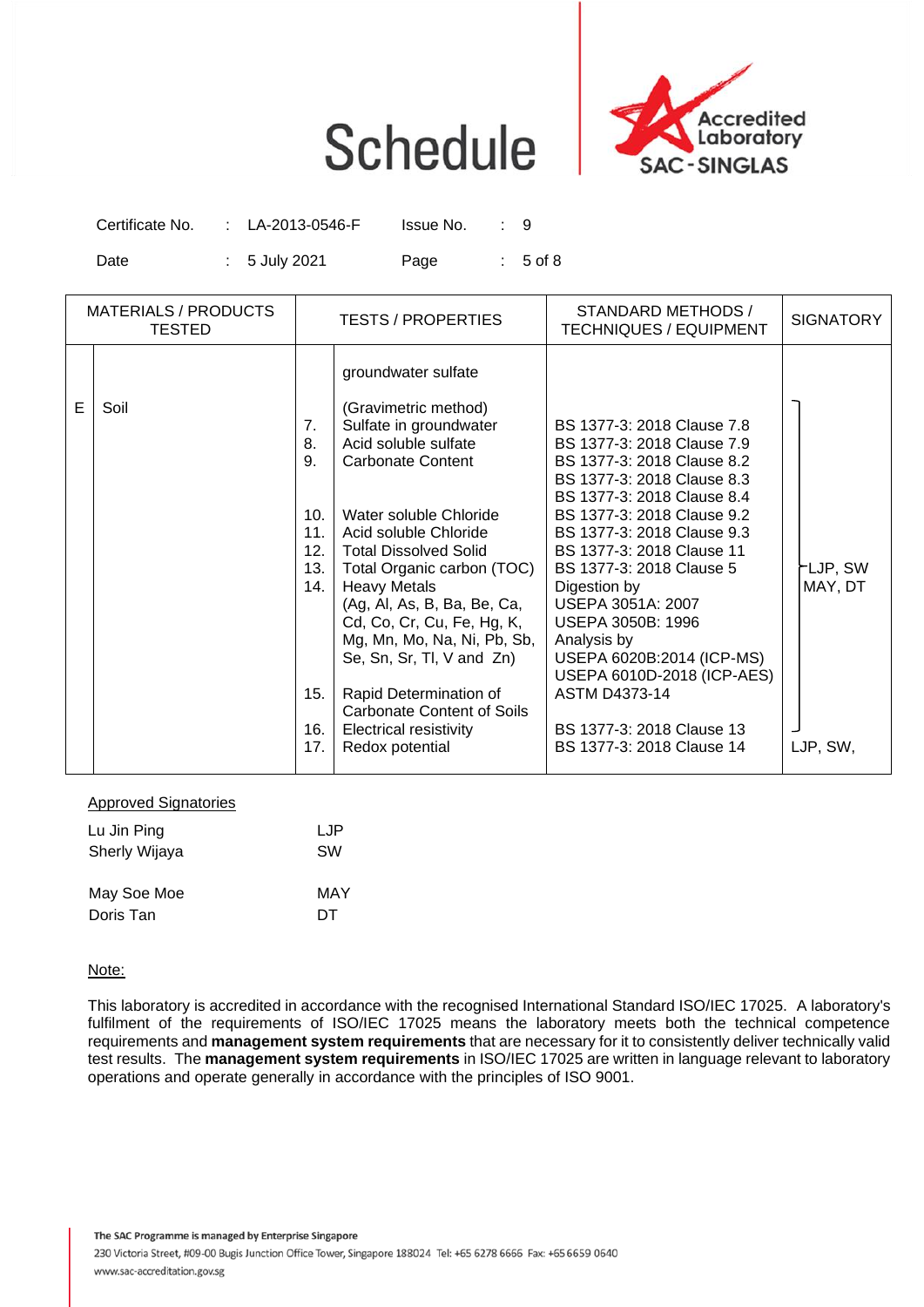# Schedule

Accredited Laboratory SAC-SINGLAS

| | | | |
|---|---|---|---|
| Certificate No. | : LA-2013-0546-F | Issue No. | : 9 |
| Date | : 5 July 2021 | | |

| MATERIALS / PRODUCTS TESTED | | TESTS / PROPERTIES | | STANDARD METHODS / TECHNIQUES / EQUIPMENT | SIGNATORY |
|---|---|---|---|---|---|
| | | | groundwater sulfate | | |
| E | Soil | | (Gravimetric method) | | LJP, SW MAY, DT |
| | | 7. | Sulfate in groundwater | BS 1377-3: 2018 Clause 7.8 | |
| | | 8. | Acid soluble sulfate | BS 1377-3: 2018 Clause 7.9 | |
| | | 9. | Carbonate Content | BS 1377-3: 2018 Clause 8.2<br>BS 1377-3: 2018 Clause 8.3<br>BS 1377-3: 2018 Clause 8.4 | |
| | | 10. | Water soluble Chloride | BS 1377-3: 2018 Clause 9.2 | |
| | | 11. | Acid soluble Chloride | BS 1377-3: 2018 Clause 9.3 | |
| | | 12. | Total Dissolved Solid | BS 1377-3: 2018 Clause 11 | |
| | | 13. | Total Organic carbon (TOC) | BS 1377-3: 2018 Clause 5 | |
| | | 14. | Heavy Metals (Ag, Al, As, B, Ba, Be, Ca, Cd, Co, Cr, Cu, Fe, Hg, K, Mg, Mn, Mo, Na, Ni, Pb, Sb, Se, Sn, Sr, Tl, V and Zn) | Digestion by USEPA 3051A: 2007 USEPA 3050B: 1996 Analysis by USEPA 6020B:2014 (ICP-MS) USEPA 6010D-2018 (ICP-AES) | |
| | | 15. | Rapid Determination of Carbonate Content of Soils | ASTM D4373-14 | |
| | | 16. | Electrical resistivity | BS 1377-3: 2018 Clause 13 | |
| | | 17. | Redox potential | BS 1377-3: 2018 Clause 14 | LJP, SW, |

<u>Approved Signatories</u>

| | |
|---|---|
| Lu Jin Ping | LJP |
| Sherly Wijaya | SW |
| May Soe Moe | MAY |
| Doris Tan | DT |

<u>Note:</u>

This laboratory is accredited in accordance with the recognised International Standard ISO/IEC 17025. A laboratory's fulfilment of the requirements of ISO/IEC 17025 means the laboratory meets both the technical competence requirements and **management system requirements** that are necessary for it to consistently deliver technically valid test results. The **management system requirements** in ISO/IEC 17025 are written in language relevant to laboratory operations and operate generally in accordance with the principles of ISO 9001.

The SAC Programme is managed by Enterprise Singapore
230 Victoria Street, #09-00 Bugis Junction Office Tower, Singapore 188024 Tel: +65 6278 6666 Fax: +65 6659 0640
www.sac-accreditation.gov.sg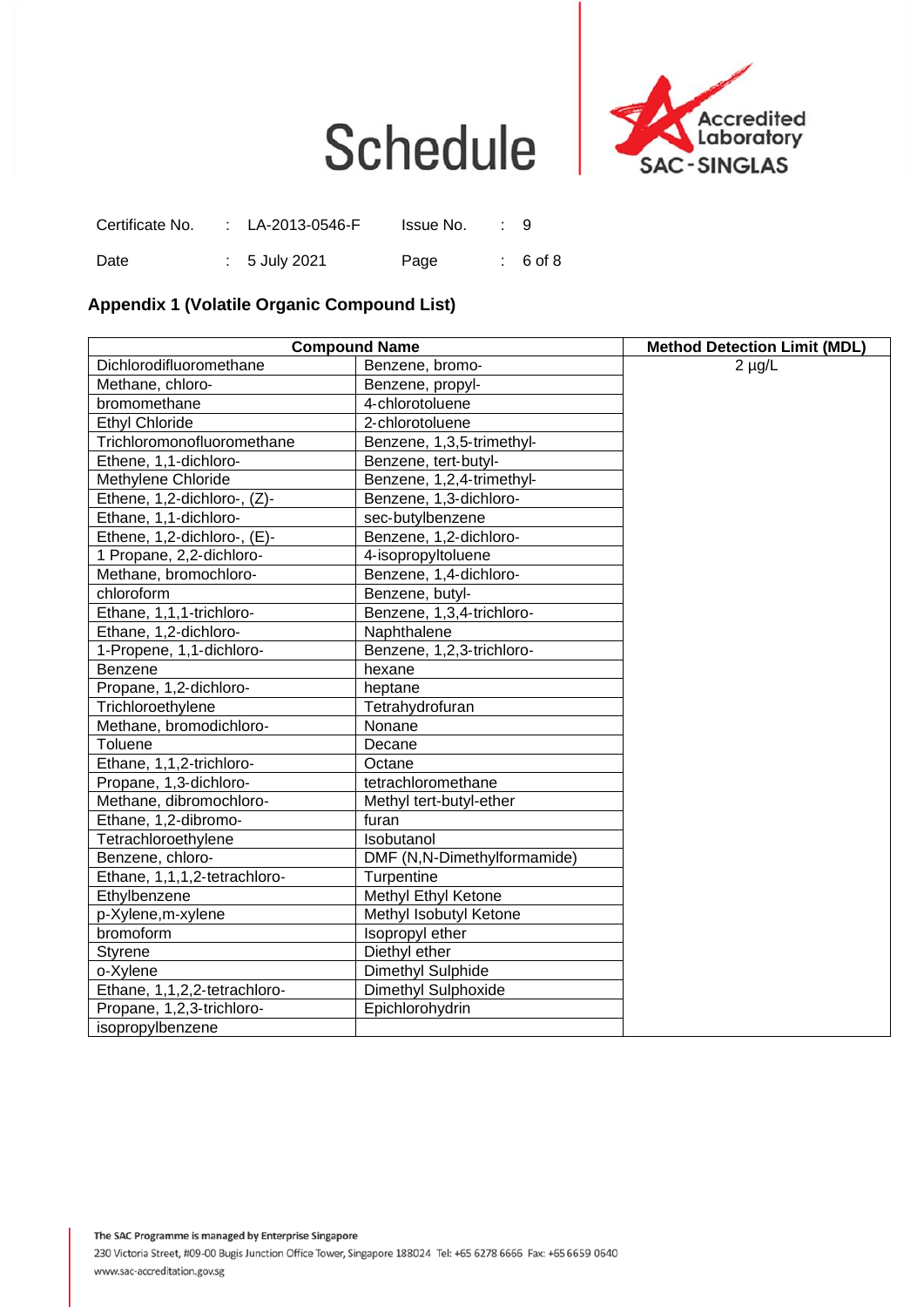# Schedule

| Certificate No. | : LA-2013-0546-F | Issue No. | : 9 |
|---|---|---|---|
| Date | : 5 July 2021 | Page | : 6 of 8 |

## Appendix 1 (Volatile Organic Compound List)

| Compound Name | | Method Detection Limit (MDL) |
|---|---|---|
| Dichlorodifluoromethane | Benzene, bromo- | 2 µg/L |
| Methane, chloro- | Benzene, propyl- | |
| bromomethane | 4-chlorotoluene | |
| Ethyl Chloride | 2-chlorotoluene | |
| Trichloromonofluoromethane | Benzene, 1,3,5-trimethyl- | |
| Ethene, 1,1-dichloro- | Benzene, tert-butyl- | |
| Methylene Chloride | Benzene, 1,2,4-trimethyl- | |
| Ethene, 1,2-dichloro-, (Z)- | Benzene, 1,3-dichloro- | |
| Ethane, 1,1-dichloro- | sec-butylbenzene | |
| Ethene, 1,2-dichloro-, (E)- | Benzene, 1,2-dichloro- | |
| 1 Propane, 2,2-dichloro- | 4-isopropyltoluene | |
| Methane, bromochloro- | Benzene, 1,4-dichloro- | |
| chloroform | Benzene, butyl- | |
| Ethane, 1,1,1-trichloro- | Benzene, 1,3,4-trichloro- | |
| Ethane, 1,2-dichloro- | Naphthalene | |
| 1-Propene, 1,1-dichloro- | Benzene, 1,2,3-trichloro- | |
| Benzene | hexane | |
| Propane, 1,2-dichloro- | heptane | |
| Trichloroethylene | Tetrahydrofuran | |
| Methane, bromodichloro- | Nonane | |
| Toluene | Decane | |
| Ethane, 1,1,2-trichloro- | Octane | |
| Propane, 1,3-dichloro- | tetrachloromethane | |
| Methane, dibromochloro- | Methyl tert-butyl-ether | |
| Ethane, 1,2-dibromo- | furan | |
| Tetrachloroethylene | Isobutanol | |
| Benzene, chloro- | DMF (N,N-Dimethylformamide) | |
| Ethane, 1,1,1,2-tetrachloro- | Turpentine | |
| Ethylbenzene | Methyl Ethyl Ketone | |
| p-Xylene,m-xylene | Methyl Isobutyl Ketone | |
| bromoform | Isopropyl ether | |
| Styrene | Diethyl ether | |
| o-Xylene | Dimethyl Sulphide | |
| Ethane, 1,1,2,2-tetrachloro- | Dimethyl Sulphoxide | |
| Propane, 1,2,3-trichloro- | Epichlorohydrin | |
| isopropylbenzene | | |

The SAC Programme is managed by Enterprise Singapore
230 Victoria Street, #09-00 Bugis Junction Office Tower, Singapore 188024 Tel: +65 6278 6666 Fax: +65 6659 0640
www.sac-accreditation.gov.sg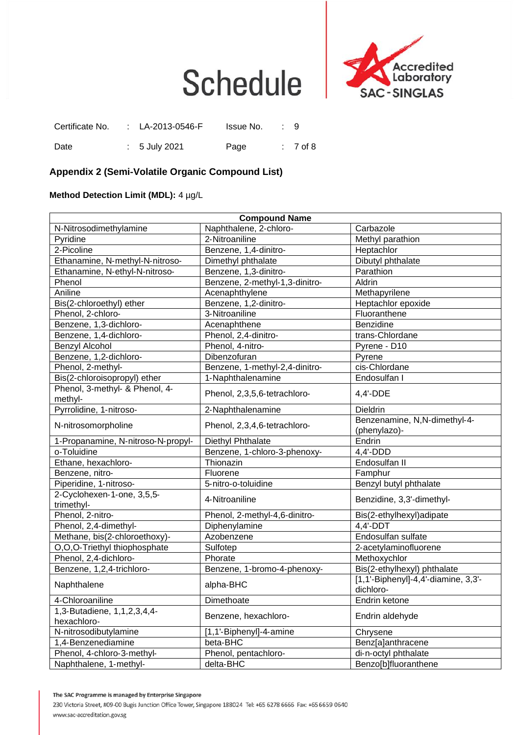# Schedule

Certificate No. : LA-2013-0546-F Issue No. : 9

Date : 5 July 2021

## Appendix 2 (Semi-Volatile Organic Compound List)

**Method Detection Limit (MDL):** 4 µg/L

| Compound Name | | |
|---|---|---|
| N-Nitrosodimethylamine | Naphthalene, 2-chloro- | Carbazole |
| Pyridine | 2-Nitroaniline | Methyl parathion |
| 2-Picoline | Benzene, 1,4-dinitro- | Heptachlor |
| Ethanamine, N-methyl-N-nitroso- | Dimethyl phthalate | Dibutyl phthalate |
| Ethanamine, N-ethyl-N-nitroso- | Benzene, 1,3-dinitro- | Parathion |
| Phenol | Benzene, 2-methyl-1,3-dinitro- | Aldrin |
| Aniline | Acenaphthylene | Methapyrilene |
| Bis(2-chloroethyl) ether | Benzene, 1,2-dinitro- | Heptachlor epoxide |
| Phenol, 2-chloro- | 3-Nitroaniline | Fluoranthene |
| Benzene, 1,3-dichloro- | Acenaphthene | Benzidine |
| Benzene, 1,4-dichloro- | Phenol, 2,4-dinitro- | trans-Chlordane |
| Benzyl Alcohol | Phenol, 4-nitro- | Pyrene - D10 |
| Benzene, 1,2-dichloro- | Dibenzofuran | Pyrene |
| Phenol, 2-methyl- | Benzene, 1-methyl-2,4-dinitro- | cis-Chlordane |
| Bis(2-chloroisopropyl) ether | 1-Naphthalenamine | Endosulfan I |
| Phenol, 3-methyl- & Phenol, 4-methyl- | Phenol, 2,3,5,6-tetrachloro- | 4,4'-DDE |
| Pyrrolidine, 1-nitroso- | 2-Naphthalenamine | Dieldrin |
| N-nitrosomorpholine | Phenol, 2,3,4,6-tetrachloro- | Benzenamine, N,N-dimethyl-4-(phenylazo)- |
| 1-Propanamine, N-nitroso-N-propyl- | Diethyl Phthalate | Endrin |
| o-Toluidine | Benzene, 1-chloro-3-phenoxy- | 4,4'-DDD |
| Ethane, hexachloro- | Thionazin | Endosulfan II |
| Benzene, nitro- | Fluorene | Famphur |
| Piperidine, 1-nitroso- | 5-nitro-o-toluidine | Benzyl butyl phthalate |
| 2-Cyclohexen-1-one, 3,5,5-trimethyl- | 4-Nitroaniline | Benzidine, 3,3'-dimethyl- |
| Phenol, 2-nitro- | Phenol, 2-methyl-4,6-dinitro- | Bis(2-ethylhexyl)adipate |
| Phenol, 2,4-dimethyl- | Diphenylamine | 4,4'-DDT |
| Methane, bis(2-chloroethoxy)- | Azobenzene | Endosulfan sulfate |
| O,O,O-Triethyl thiophosphate | Sulfotep | 2-acetylaminofluorene |
| Phenol, 2,4-dichloro- | Phorate | Methoxychlor |
| Benzene, 1,2,4-trichloro- | Benzene, 1-bromo-4-phenoxy- | Bis(2-ethylhexyl) phthalate |
| Naphthalene | alpha-BHC | [1,1'-Biphenyl]-4,4'-diamine, 3,3'-dichloro- |
| 4-Chloroaniline | Dimethoate | Endrin ketone |
| 1,3-Butadiene, 1,1,2,3,4,4-hexachloro- | Benzene, hexachloro- | Endrin aldehyde |
| N-nitrosodibutylamine | [1,1'-Biphenyl]-4-amine | Chrysene |
| 1,4-Benzenediamine | beta-BHC | Benz[a]anthracene |
| Phenol, 4-chloro-3-methyl- | Phenol, pentachloro- | di-n-octyl phthalate |
| Naphthalene, 1-methyl- | delta-BHC | Benzo[b]fluoranthene |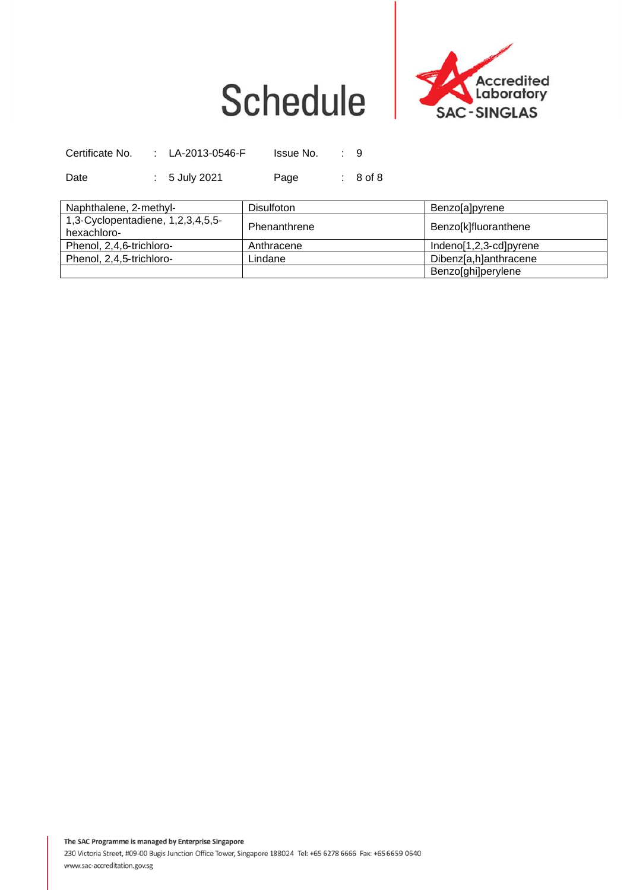# Schedule

Certificate No. : LA-2013-0546-F  Issue No. : 9

Date : 5 July 2021

| | | |
|---|---|---|
| Naphthalene, 2-methyl- | Disulfoton | Benzo[a]pyrene |
| 1,3-Cyclopentadiene, 1,2,3,4,5,5-hexachloro- | Phenanthrene | Benzo[k]fluoranthene |
| Phenol, 2,4,6-trichloro- | Anthracene | Indeno[1,2,3-cd]pyrene |
| Phenol, 2,4,5-trichloro- | Lindane | Dibenz[a,h]anthracene |
| | | Benzo[ghi]perylene |